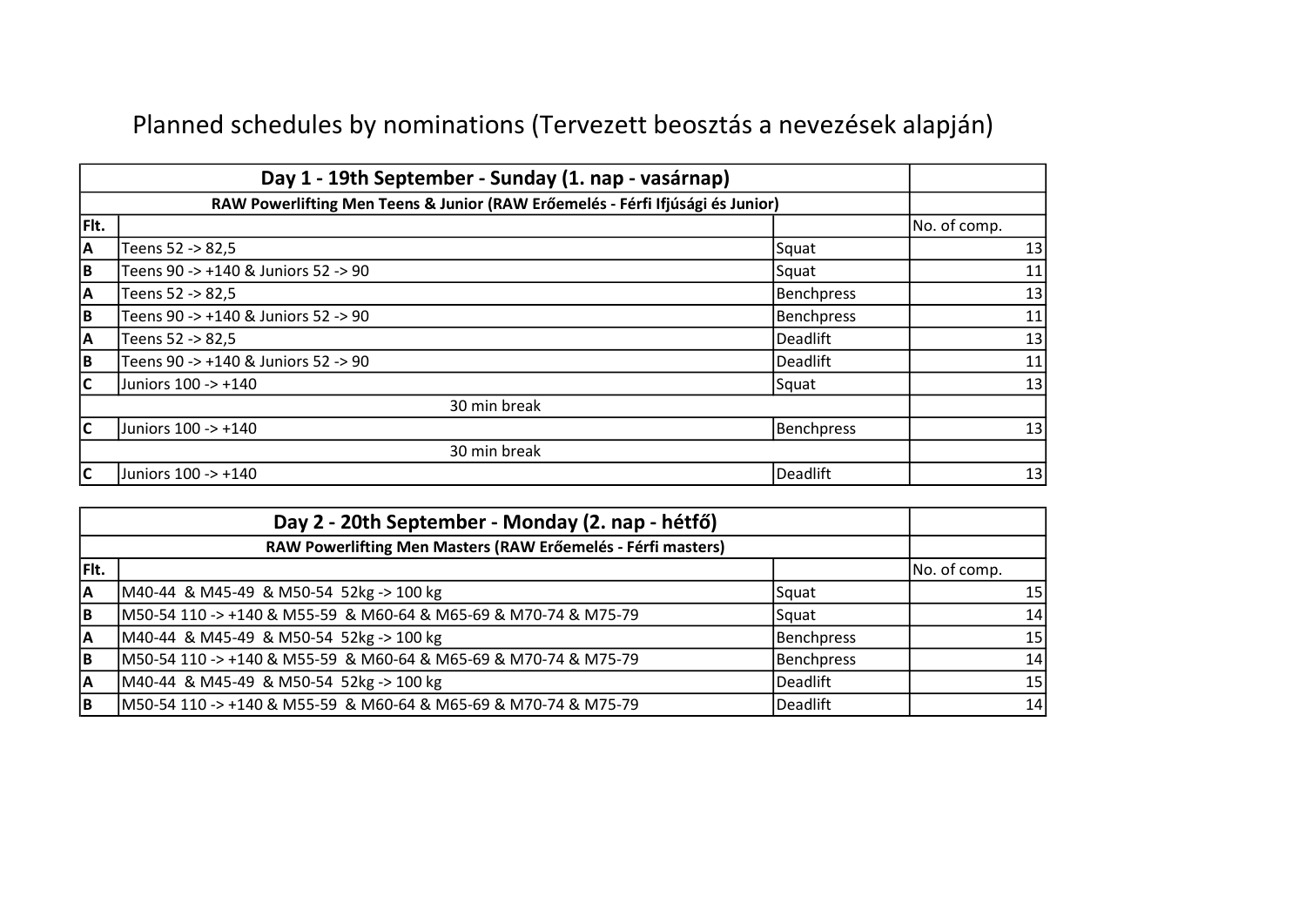# Planned schedules by nominations (Tervezett beosztás a nevezések alapján)

| Day 1 - 19th September - Sunday (1. nap - vasárnap) | | | |
|---|---|---|---|
| RAW Powerlifting Men Teens & Junior (RAW Erőemelés - Férfi Ifjúsági és Junior) | | | |
| Flt. | | | No. of comp. |
| A | Teens 52 -> 82,5 | Squat | 13 |
| B | Teens 90 -> +140 & Juniors 52 -> 90 | Squat | 11 |
| A | Teens 52 -> 82,5 | Benchpress | 13 |
| B | Teens 90 -> +140 & Juniors 52 -> 90 | Benchpress | 11 |
| A | Teens 52 -> 82,5 | Deadlift | 13 |
| B | Teens 90 -> +140 & Juniors 52 -> 90 | Deadlift | 11 |
| C | Juniors 100 -> +140 | Squat | 13 |
| 30 min break | | | |
| C | Juniors 100 -> +140 | Benchpress | 13 |
| 30 min break | | | |
| C | Juniors 100 -> +140 | Deadlift | 13 |

| Day 2 - 20th September - Monday (2. nap - hétfő) | | | |
|---|---|---|---|
| RAW Powerlifting Men Masters (RAW Erőemelés - Férfi masters) | | | |
| Flt. | | | No. of comp. |
| A | M40-44 & M45-49 & M50-54 52kg -> 100 kg | Squat | 15 |
| B | M50-54 110 -> +140 & M55-59 & M60-64 & M65-69 & M70-74 & M75-79 | Squat | 14 |
| A | M40-44 & M45-49 & M50-54 52kg -> 100 kg | Benchpress | 15 |
| B | M50-54 110 -> +140 & M55-59 & M60-64 & M65-69 & M70-74 & M75-79 | Benchpress | 14 |
| A | M40-44 & M45-49 & M50-54 52kg -> 100 kg | Deadlift | 15 |
| B | M50-54 110 -> +140 & M55-59 & M60-64 & M65-69 & M70-74 & M75-79 | Deadlift | 14 |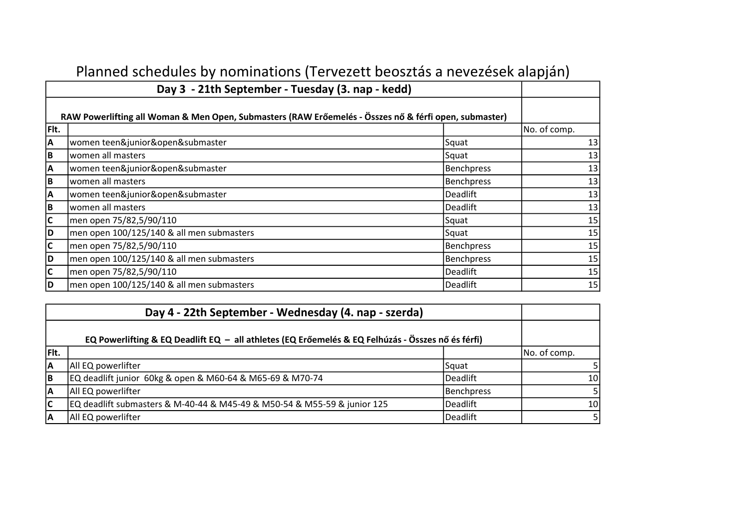# Planned schedules by nominations (Tervezett beosztás a nevezések alapján)

| Day 3 - 21th September - Tuesday (3. nap - kedd) | | | |
|---|---|---|---|
| **RAW Powerlifting all Woman & Men Open, Submasters (RAW Erőemelés - Összes nő & férfi open, submaster)** | | | |
| **Flt.** | | | No. of comp. |
| **A** | women teen&junior&open&submaster | Squat | 13 |
| **B** | women all masters | Squat | 13 |
| **A** | women teen&junior&open&submaster | Benchpress | 13 |
| **B** | women all masters | Benchpress | 13 |
| **A** | women teen&junior&open&submaster | Deadlift | 13 |
| **B** | women all masters | Deadlift | 13 |
| **C** | men open 75/82,5/90/110 | Squat | 15 |
| **D** | men open 100/125/140 & all men submasters | Squat | 15 |
| **C** | men open 75/82,5/90/110 | Benchpress | 15 |
| **D** | men open 100/125/140 & all men submasters | Benchpress | 15 |
| **C** | men open 75/82,5/90/110 | Deadlift | 15 |
| **D** | men open 100/125/140 & all men submasters | Deadlift | 15 |

| Day 4 - 22th September - Wednesday (4. nap - szerda) | | | |
|---|---|---|---|
| **EQ Powerlifting & EQ Deadlift EQ – all athletes (EQ Erőemelés & EQ Felhúzás - Összes nő és férfi)** | | | |
| **Flt.** | | | No. of comp. |
| **A** | All EQ powerlifter | Squat | 5 |
| **B** | EQ deadlift junior 60kg & open & M60-64 & M65-69 & M70-74 | Deadlift | 10 |
| **A** | All EQ powerlifter | Benchpress | 5 |
| **C** | EQ deadlift submasters & M-40-44 & M45-49 & M50-54 & M55-59 & junior 125 | Deadlift | 10 |
| **A** | All EQ powerlifter | Deadlift | 5 |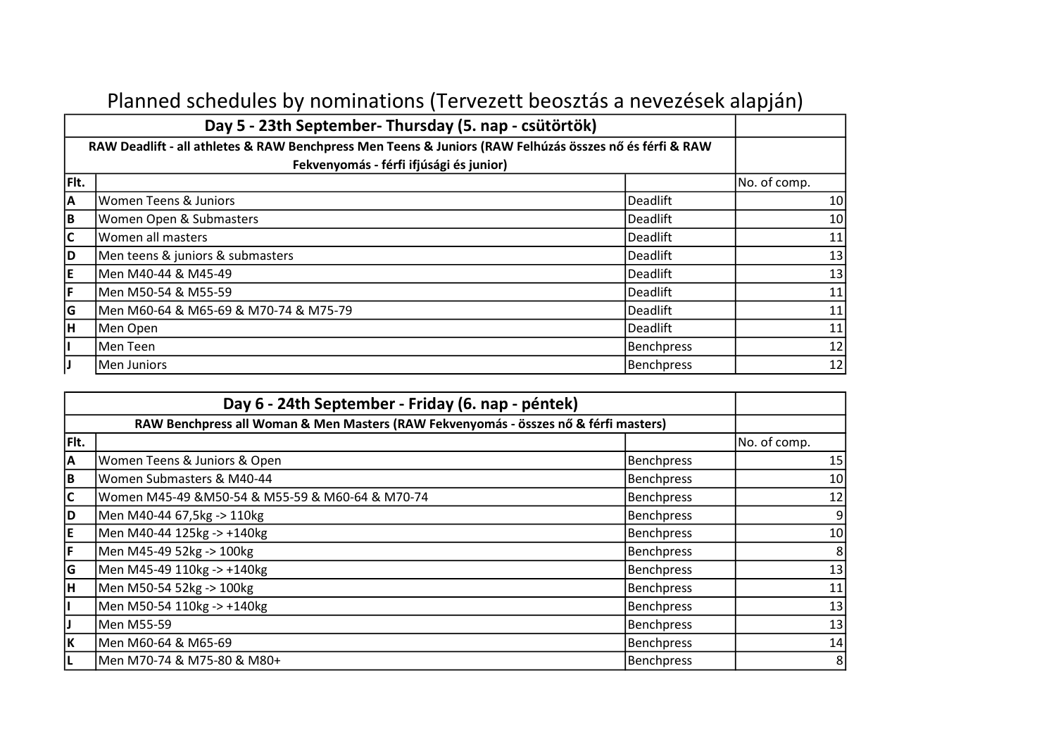# Planned schedules by nominations (Tervezett beosztás a nevezések alapján)

| Day 5 - 23th September- Thursday (5. nap - csütörtök) | | | |
|---|---|---|---|
| RAW Deadlift - all athletes & RAW Benchpress Men Teens & Juniors (RAW Felhúzás összes nő és férfi & RAW Fekvenyomás - férfi ifjúsági és junior) | | | |
| Flt. | | | No. of comp. |
| A | Women Teens & Juniors | Deadlift | 10 |
| B | Women Open & Submasters | Deadlift | 10 |
| C | Women all masters | Deadlift | 11 |
| D | Men teens & juniors & submasters | Deadlift | 13 |
| E | Men M40-44 & M45-49 | Deadlift | 13 |
| F | Men M50-54 & M55-59 | Deadlift | 11 |
| G | Men M60-64 & M65-69 & M70-74 & M75-79 | Deadlift | 11 |
| H | Men Open | Deadlift | 11 |
| I | Men Teen | Benchpress | 12 |
| J | Men Juniors | Benchpress | 12 |

| Day 6 - 24th September - Friday (6. nap - péntek) | | | |
|---|---|---|---|
| RAW Benchpress all Woman & Men Masters (RAW Fekvenyomás - összes nő & férfi masters) | | | |
| Flt. | | | No. of comp. |
| A | Women Teens & Juniors & Open | Benchpress | 15 |
| B | Women Submasters & M40-44 | Benchpress | 10 |
| C | Women M45-49 &M50-54 & M55-59 & M60-64 & M70-74 | Benchpress | 12 |
| D | Men M40-44 67,5kg -> 110kg | Benchpress | 9 |
| E | Men M40-44 125kg -> +140kg | Benchpress | 10 |
| F | Men M45-49 52kg -> 100kg | Benchpress | 8 |
| G | Men M45-49 110kg -> +140kg | Benchpress | 13 |
| H | Men M50-54 52kg -> 100kg | Benchpress | 11 |
| I | Men M50-54 110kg -> +140kg | Benchpress | 13 |
| J | Men M55-59 | Benchpress | 13 |
| K | Men M60-64 & M65-69 | Benchpress | 14 |
| L | Men M70-74 & M75-80 & M80+ | Benchpress | 8 |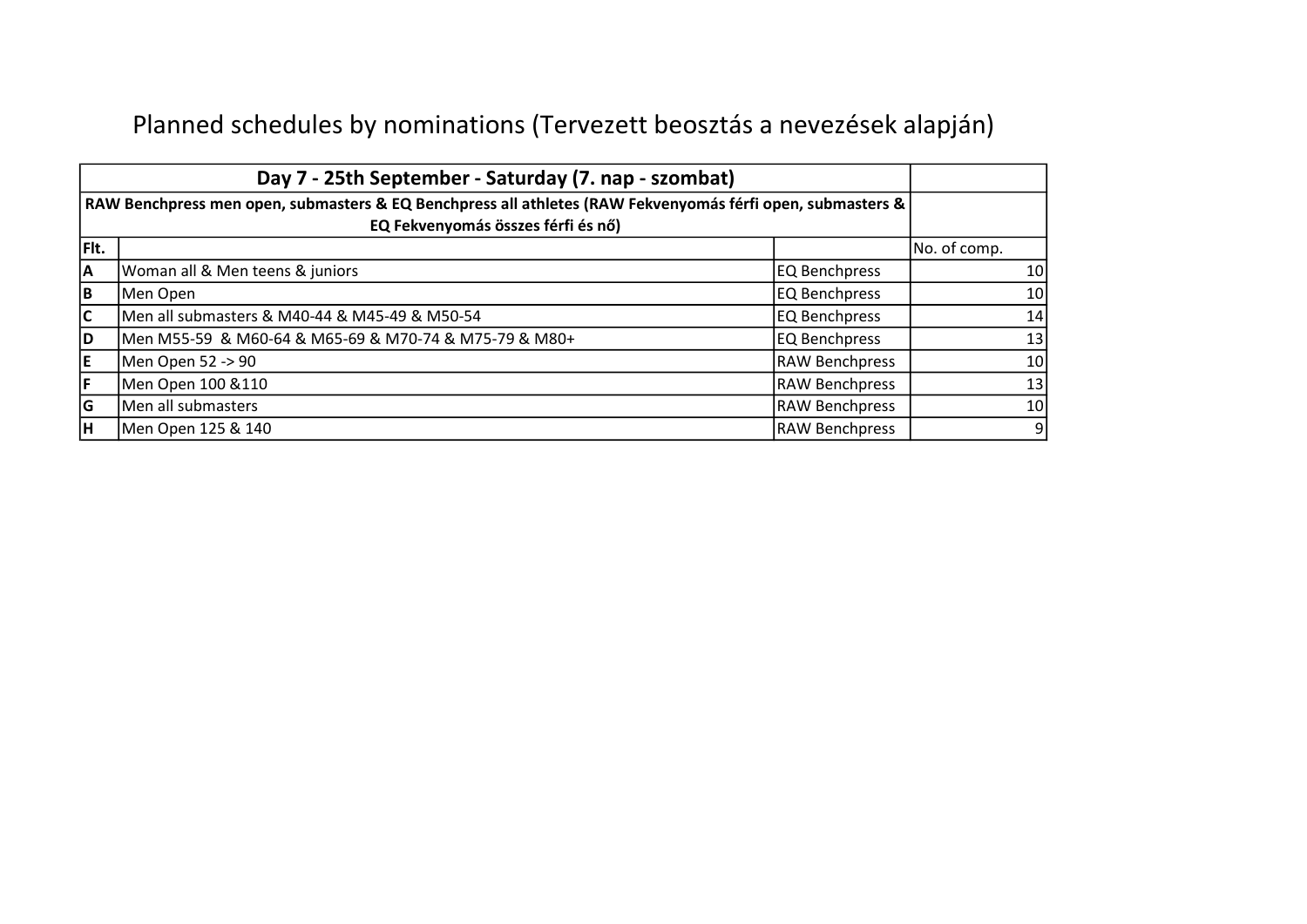# Planned schedules by nominations (Tervezett beosztás a nevezések alapján)

| Day 7 - 25th September - Saturday (7. nap - szombat) | | | |
|---|---|---|---|
| **RAW Benchpress men open, submasters & EQ Benchpress all athletes (RAW Fekvenyomás férfi open, submasters & EQ Fekvenyomás összes férfi és nő)** | | | |
| **Flt.** | | | No. of comp. |
| **A** | Woman all & Men teens & juniors | EQ Benchpress | 10 |
| **B** | Men Open | EQ Benchpress | 10 |
| **C** | Men all submasters & M40-44 & M45-49 & M50-54 | EQ Benchpress | 14 |
| **D** | Men M55-59 & M60-64 & M65-69 & M70-74 & M75-79 & M80+ | EQ Benchpress | 13 |
| **E** | Men Open 52 -> 90 | RAW Benchpress | 10 |
| **F** | Men Open 100 &110 | RAW Benchpress | 13 |
| **G** | Men all submasters | RAW Benchpress | 10 |
| **H** | Men Open 125 & 140 | RAW Benchpress | 9 |